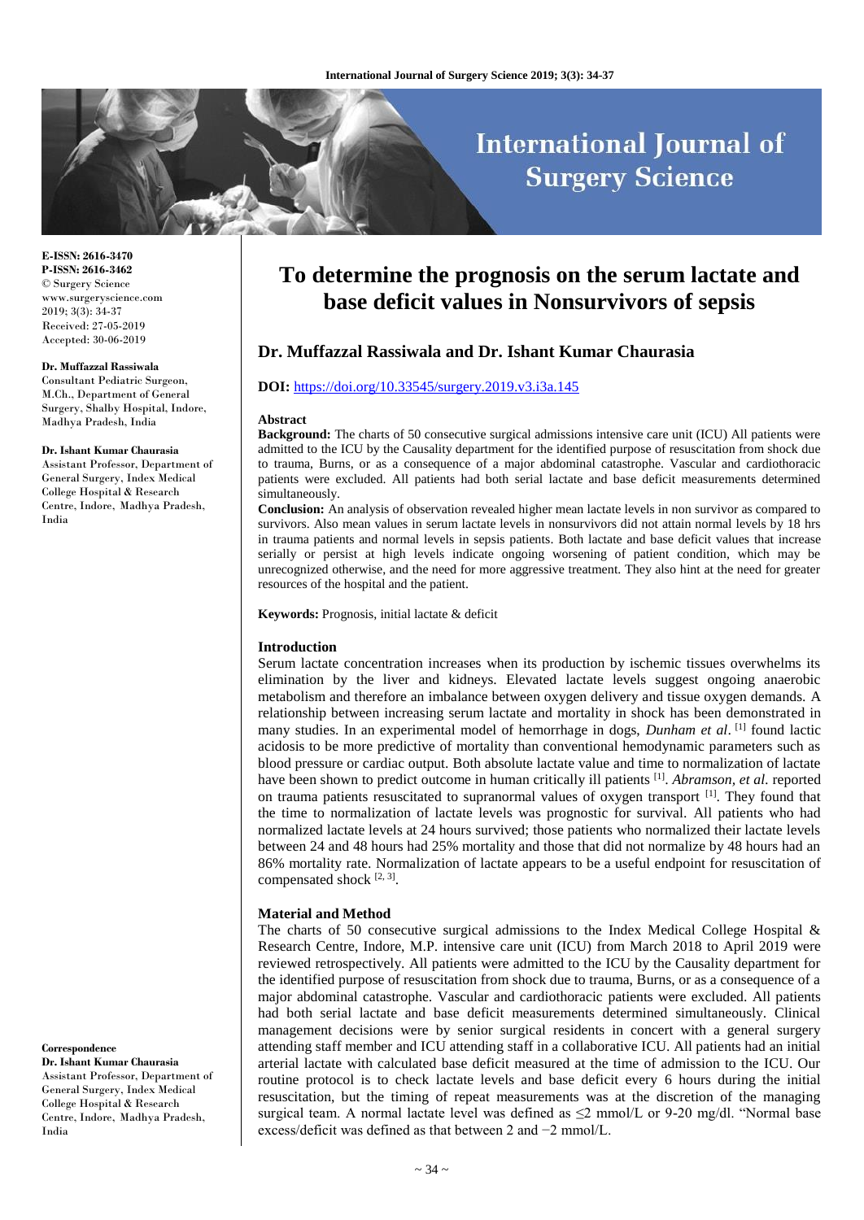E-ISSN: 2616-3470
P-ISSN: 2616-3462
© Surgery Science
www.surgeryscience.com
2019; 3(3): 34-37
Received: 27-05-2019
Accepted: 30-06-2019

**Dr. Muffazzal Rassiwala**
Consultant Pediatric Surgeon, M.Ch., Department of General Surgery, Shalby Hospital, Indore, Madhya Pradesh, India

**Dr. Ishant Kumar Chaurasia**
Assistant Professor, Department of General Surgery, Index Medical College Hospital & Research Centre, Indore, Madhya Pradesh, India

**Correspondence**
**Dr. Ishant Kumar Chaurasia**
Assistant Professor, Department of General Surgery, Index Medical College Hospital & Research Centre, Indore, Madhya Pradesh, India

# To determine the prognosis on the serum lactate and base deficit values in Nonsurvivors of sepsis

## Dr. Muffazzal Rassiwala and Dr. Ishant Kumar Chaurasia

**DOI:** https://doi.org/10.33545/surgery.2019.v3.i3a.145

### Abstract

**Background:** The charts of 50 consecutive surgical admissions intensive care unit (ICU) All patients were admitted to the ICU by the Causality department for the identified purpose of resuscitation from shock due to trauma, Burns, or as a consequence of a major abdominal catastrophe. Vascular and cardiothoracic patients were excluded. All patients had both serial lactate and base deficit measurements determined simultaneously.

**Conclusion:** An analysis of observation revealed higher mean lactate levels in non survivor as compared to survivors. Also mean values in serum lactate levels in nonsurvivors did not attain normal levels by 18 hrs in trauma patients and normal levels in sepsis patients. Both lactate and base deficit values that increase serially or persist at high levels indicate ongoing worsening of patient condition, which may be unrecognized otherwise, and the need for more aggressive treatment. They also hint at the need for greater resources of the hospital and the patient.

**Keywords:** Prognosis, initial lactate & deficit

### Introduction

Serum lactate concentration increases when its production by ischemic tissues overwhelms its elimination by the liver and kidneys. Elevated lactate levels suggest ongoing anaerobic metabolism and therefore an imbalance between oxygen delivery and tissue oxygen demands. A relationship between increasing serum lactate and mortality in shock has been demonstrated in many studies. In an experimental model of hemorrhage in dogs, *Dunham et al*. [1] found lactic acidosis to be more predictive of mortality than conventional hemodynamic parameters such as blood pressure or cardiac output. Both absolute lactate value and time to normalization of lactate have been shown to predict outcome in human critically ill patients [1]. *Abramson, et al*. reported on trauma patients resuscitated to supranormal values of oxygen transport [1]. They found that the time to normalization of lactate levels was prognostic for survival. All patients who had normalized lactate levels at 24 hours survived; those patients who normalized their lactate levels between 24 and 48 hours had 25% mortality and those that did not normalize by 48 hours had an 86% mortality rate. Normalization of lactate appears to be a useful endpoint for resuscitation of compensated shock [2, 3].

### Material and Method

The charts of 50 consecutive surgical admissions to the Index Medical College Hospital & Research Centre, Indore, M.P. intensive care unit (ICU) from March 2018 to April 2019 were reviewed retrospectively. All patients were admitted to the ICU by the Causality department for the identified purpose of resuscitation from shock due to trauma, Burns, or as a consequence of a major abdominal catastrophe. Vascular and cardiothoracic patients were excluded. All patients had both serial lactate and base deficit measurements determined simultaneously. Clinical management decisions were by senior surgical residents in concert with a general surgery attending staff member and ICU attending staff in a collaborative ICU. All patients had an initial arterial lactate with calculated base deficit measured at the time of admission to the ICU. Our routine protocol is to check lactate levels and base deficit every 6 hours during the initial resuscitation, but the timing of repeat measurements was at the discretion of the managing surgical team. A normal lactate level was defined as ≤2 mmol/L or 9-20 mg/dl. "Normal base excess/deficit was defined as that between 2 and −2 mmol/L.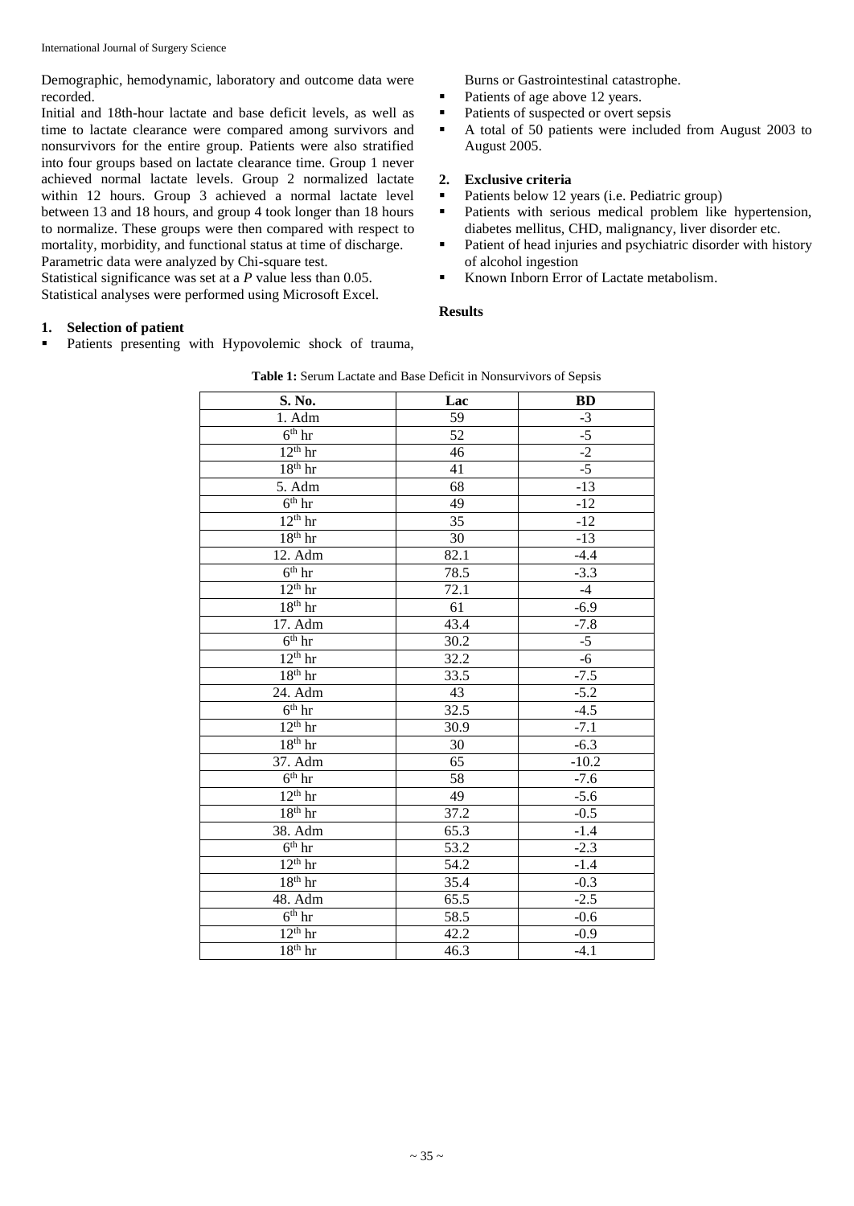Demographic, hemodynamic, laboratory and outcome data were recorded.

Initial and 18th-hour lactate and base deficit levels, as well as time to lactate clearance were compared among survivors and nonsurvivors for the entire group. Patients were also stratified into four groups based on lactate clearance time. Group 1 never achieved normal lactate levels. Group 2 normalized lactate within 12 hours. Group 3 achieved a normal lactate level between 13 and 18 hours, and group 4 took longer than 18 hours to normalize. These groups were then compared with respect to mortality, morbidity, and functional status at time of discharge.

Parametric data were analyzed by Chi-square test.

Statistical significance was set at a *P* value less than 0.05.

Statistical analyses were performed using Microsoft Excel.

**1. Selection of patient**

- Patients presenting with Hypovolemic shock of trauma, Burns or Gastrointestinal catastrophe.
- Patients of age above 12 years.
- Patients of suspected or overt sepsis
- A total of 50 patients were included from August 2003 to August 2005.

**2. Exclusive criteria**

- Patients below 12 years (i.e. Pediatric group)
- Patients with serious medical problem like hypertension, diabetes mellitus, CHD, malignancy, liver disorder etc.
- Patient of head injuries and psychiatric disorder with history of alcohol ingestion
- Known Inborn Error of Lactate metabolism.

## Results

**Table 1:** Serum Lactate and Base Deficit in Nonsurvivors of Sepsis

| S. No. | Lac | BD |
|---|---|---|
| 1. Adm | 59 | -3 |
| 6th hr | 52 | -5 |
| 12th hr | 46 | -2 |
| 18th hr | 41 | -5 |
| 5. Adm | 68 | -13 |
| 6th hr | 49 | -12 |
| 12th hr | 35 | -12 |
| 18th hr | 30 | -13 |
| 12. Adm | 82.1 | -4.4 |
| 6th hr | 78.5 | -3.3 |
| 12th hr | 72.1 | -4 |
| 18th hr | 61 | -6.9 |
| 17. Adm | 43.4 | -7.8 |
| 6th hr | 30.2 | -5 |
| 12th hr | 32.2 | -6 |
| 18th hr | 33.5 | -7.5 |
| 24. Adm | 43 | -5.2 |
| 6th hr | 32.5 | -4.5 |
| 12th hr | 30.9 | -7.1 |
| 18th hr | 30 | -6.3 |
| 37. Adm | 65 | -10.2 |
| 6th hr | 58 | -7.6 |
| 12th hr | 49 | -5.6 |
| 18th hr | 37.2 | -0.5 |
| 38. Adm | 65.3 | -1.4 |
| 6th hr | 53.2 | -2.3 |
| 12th hr | 54.2 | -1.4 |
| 18th hr | 35.4 | -0.3 |
| 48. Adm | 65.5 | -2.5 |
| 6th hr | 58.5 | -0.6 |
| 12th hr | 42.2 | -0.9 |
| 18th hr | 46.3 | -4.1 |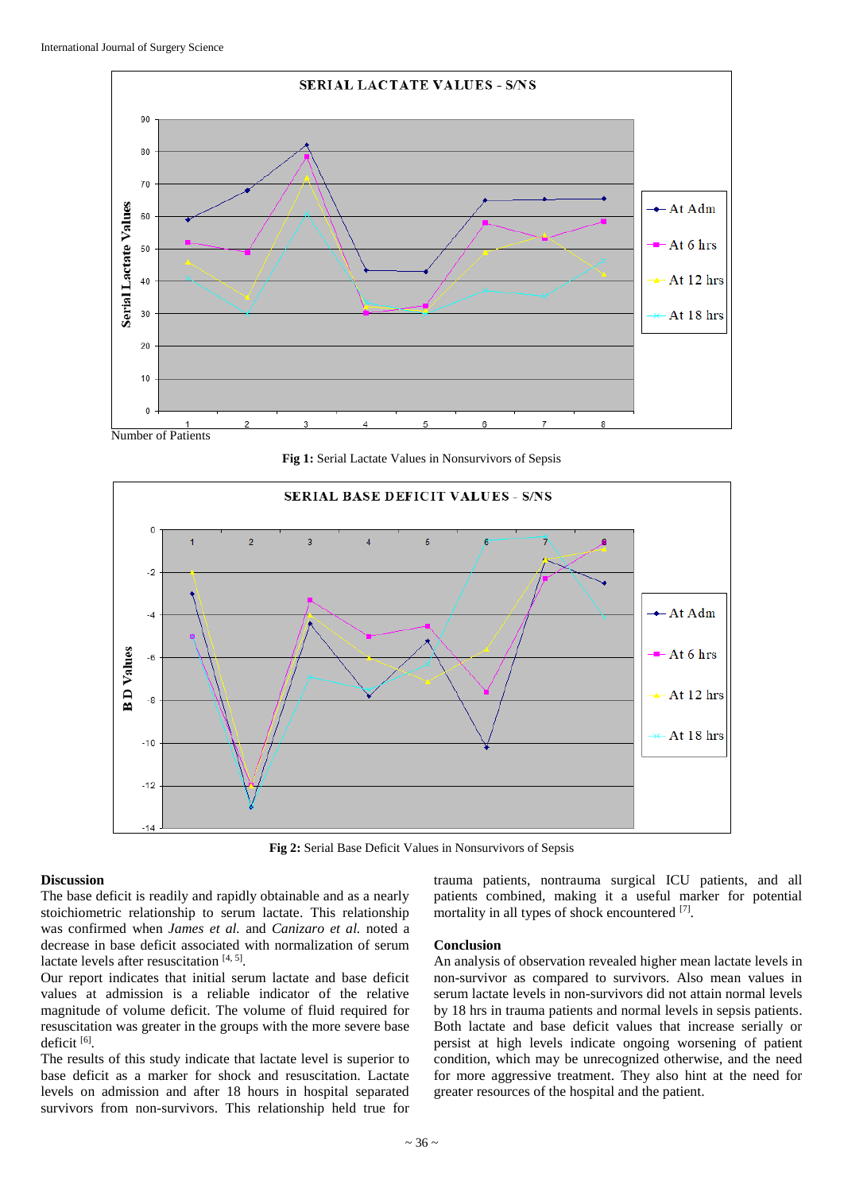**Fig 1:** Serial Lactate Values in Nonsurvivors of Sepsis

**Fig 2:** Serial Base Deficit Values in Nonsurvivors of Sepsis

## Discussion

The base deficit is readily and rapidly obtainable and as a nearly stoichiometric relationship to serum lactate. This relationship was confirmed when *James et al.* and *Canizaro et al.* noted a decrease in base deficit associated with normalization of serum lactate levels after resuscitation [4, 5].

Our report indicates that initial serum lactate and base deficit values at admission is a reliable indicator of the relative magnitude of volume deficit. The volume of fluid required for resuscitation was greater in the groups with the more severe base deficit [6].

The results of this study indicate that lactate level is superior to base deficit as a marker for shock and resuscitation. Lactate levels on admission and after 18 hours in hospital separated survivors from non-survivors. This relationship held true for trauma patients, nontrauma surgical ICU patients, and all patients combined, making it a useful marker for potential mortality in all types of shock encountered [7].

## Conclusion

An analysis of observation revealed higher mean lactate levels in non-survivor as compared to survivors. Also mean values in serum lactate levels in non-survivors did not attain normal levels by 18 hrs in trauma patients and normal levels in sepsis patients. Both lactate and base deficit values that increase serially or persist at high levels indicate ongoing worsening of patient condition, which may be unrecognized otherwise, and the need for more aggressive treatment. They also hint at the need for greater resources of the hospital and the patient.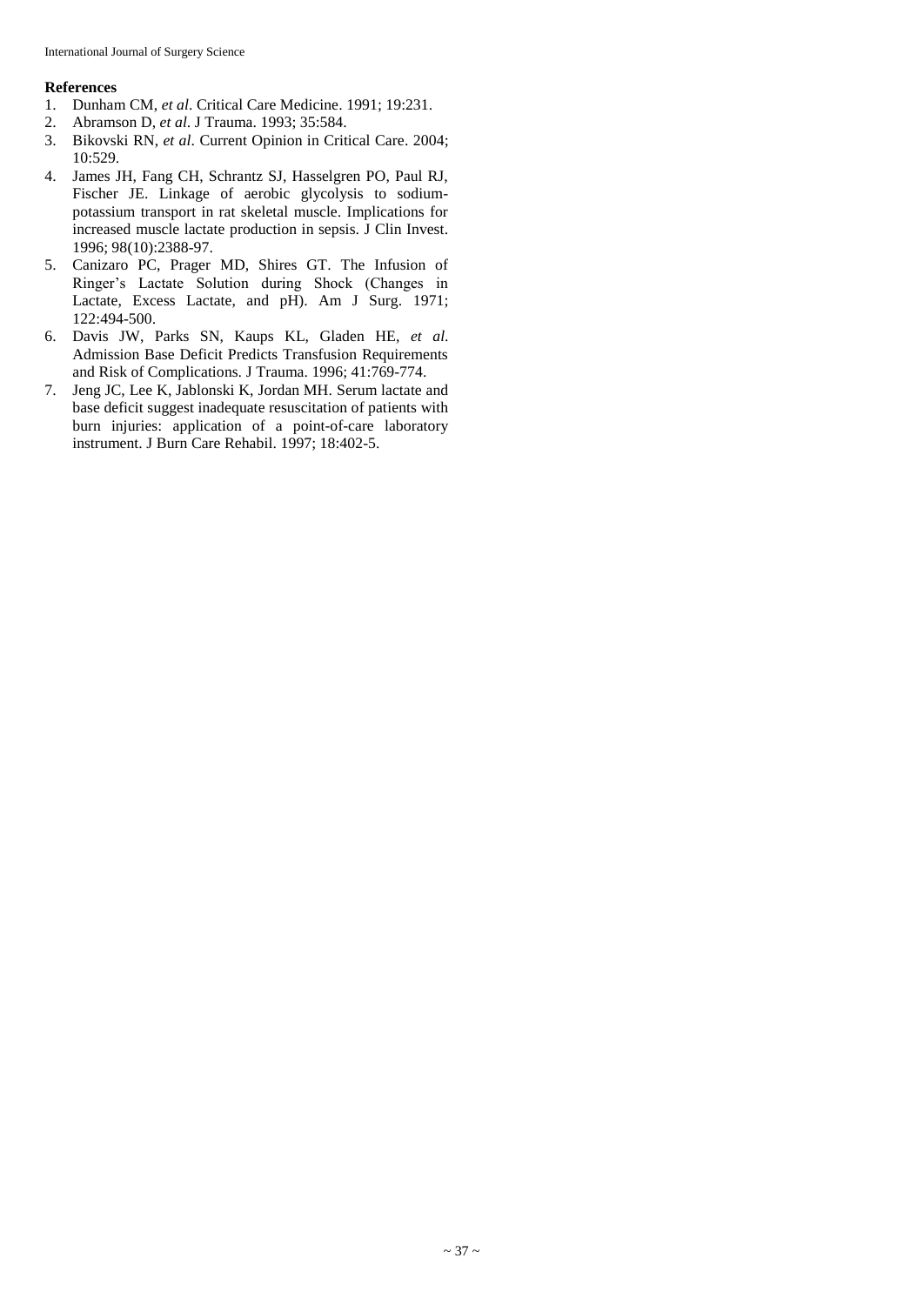**References**

1. Dunham CM, *et al*. Critical Care Medicine. 1991; 19:231.
2. Abramson D, *et al*. J Trauma. 1993; 35:584.
3. Bikovski RN, *et al*. Current Opinion in Critical Care. 2004; 10:529.
4. James JH, Fang CH, Schrantz SJ, Hasselgren PO, Paul RJ, Fischer JE. Linkage of aerobic glycolysis to sodium-potassium transport in rat skeletal muscle. Implications for increased muscle lactate production in sepsis. J Clin Invest. 1996; 98(10):2388-97.
5. Canizaro PC, Prager MD, Shires GT. The Infusion of Ringer's Lactate Solution during Shock (Changes in Lactate, Excess Lactate, and pH). Am J Surg. 1971; 122:494-500.
6. Davis JW, Parks SN, Kaups KL, Gladen HE, *et al*. Admission Base Deficit Predicts Transfusion Requirements and Risk of Complications. J Trauma. 1996; 41:769-774.
7. Jeng JC, Lee K, Jablonski K, Jordan MH. Serum lactate and base deficit suggest inadequate resuscitation of patients with burn injuries: application of a point-of-care laboratory instrument. J Burn Care Rehabil. 1997; 18:402-5.